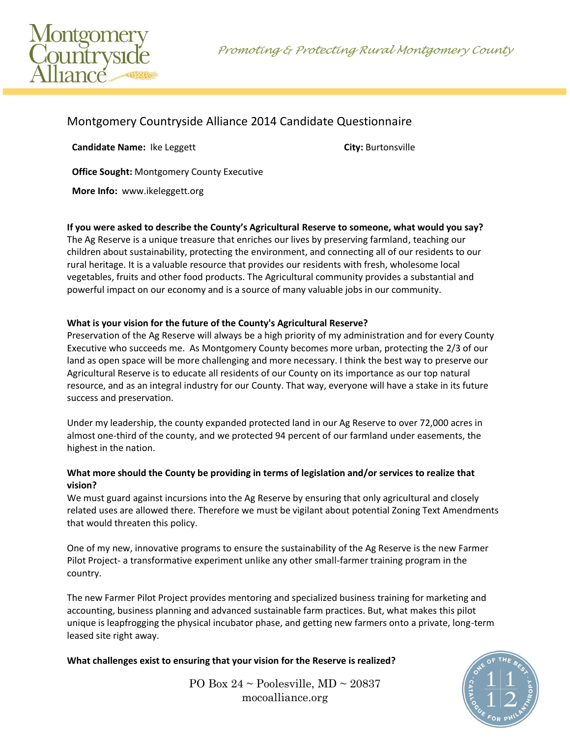Montgomery Countryside Alliance

*Promoting & Protecting Rural Montgomery County*

# Montgomery Countryside Alliance 2014 Candidate Questionnaire

**Candidate Name:** Ike Leggett **City:** Burtonsville

**Office Sought:** Montgomery County Executive

**More Info:** www.ikeleggett.org

**If you were asked to describe the County's Agricultural Reserve to someone, what would you say?**
The Ag Reserve is a unique treasure that enriches our lives by preserving farmland, teaching our children about sustainability, protecting the environment, and connecting all of our residents to our rural heritage. It is a valuable resource that provides our residents with fresh, wholesome local vegetables, fruits and other food products. The Agricultural community provides a substantial and powerful impact on our economy and is a source of many valuable jobs in our community.

**What is your vision for the future of the County's Agricultural Reserve?**
Preservation of the Ag Reserve will always be a high priority of my administration and for every County Executive who succeeds me. As Montgomery County becomes more urban, protecting the 2/3 of our land as open space will be more challenging and more necessary. I think the best way to preserve our Agricultural Reserve is to educate all residents of our County on its importance as our top natural resource, and as an integral industry for our County. That way, everyone will have a stake in its future success and preservation.

Under my leadership, the county expanded protected land in our Ag Reserve to over 72,000 acres in almost one-third of the county, and we protected 94 percent of our farmland under easements, the highest in the nation.

**What more should the County be providing in terms of legislation and/or services to realize that vision?**
We must guard against incursions into the Ag Reserve by ensuring that only agricultural and closely related uses are allowed there. Therefore we must be vigilant about potential Zoning Text Amendments that would threaten this policy.

One of my new, innovative programs to ensure the sustainability of the Ag Reserve is the new Farmer Pilot Project- a transformative experiment unlike any other small-farmer training program in the country.

The new Farmer Pilot Project provides mentoring and specialized business training for marketing and accounting, business planning and advanced sustainable farm practices. But, what makes this pilot unique is leapfrogging the physical incubator phase, and getting new farmers onto a private, long-term leased site right away.

**What challenges exist to ensuring that your vision for the Reserve is realized?**

PO Box 24 ~ Poolesville, MD ~ 20837
mocoalliance.org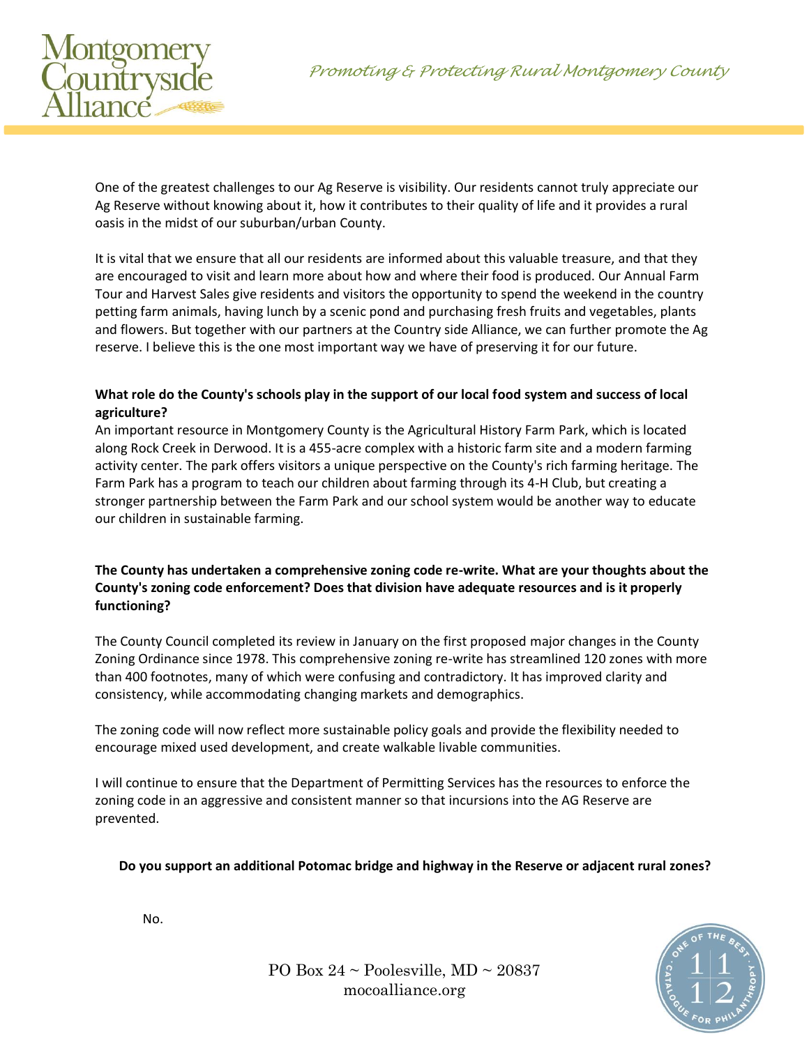One of the greatest challenges to our Ag Reserve is visibility. Our residents cannot truly appreciate our Ag Reserve without knowing about it, how it contributes to their quality of life and it provides a rural oasis in the midst of our suburban/urban County.

It is vital that we ensure that all our residents are informed about this valuable treasure, and that they are encouraged to visit and learn more about how and where their food is produced. Our Annual Farm Tour and Harvest Sales give residents and visitors the opportunity to spend the weekend in the country petting farm animals, having lunch by a scenic pond and purchasing fresh fruits and vegetables, plants and flowers. But together with our partners at the Country side Alliance, we can further promote the Ag reserve. I believe this is the one most important way we have of preserving it for our future.

**What role do the County's schools play in the support of our local food system and success of local agriculture?**
An important resource in Montgomery County is the Agricultural History Farm Park, which is located along Rock Creek in Derwood. It is a 455-acre complex with a historic farm site and a modern farming activity center. The park offers visitors a unique perspective on the County's rich farming heritage. The Farm Park has a program to teach our children about farming through its 4-H Club, but creating a stronger partnership between the Farm Park and our school system would be another way to educate our children in sustainable farming.

**The County has undertaken a comprehensive zoning code re-write. What are your thoughts about the County's zoning code enforcement? Does that division have adequate resources and is it properly functioning?**

The County Council completed its review in January on the first proposed major changes in the County Zoning Ordinance since 1978. This comprehensive zoning re-write has streamlined 120 zones with more than 400 footnotes, many of which were confusing and contradictory. It has improved clarity and consistency, while accommodating changing markets and demographics.

The zoning code will now reflect more sustainable policy goals and provide the flexibility needed to encourage mixed used development, and create walkable livable communities.

I will continue to ensure that the Department of Permitting Services has the resources to enforce the zoning code in an aggressive and consistent manner so that incursions into the AG Reserve are prevented.

**Do you support an additional Potomac bridge and highway in the Reserve or adjacent rural zones?**

No.